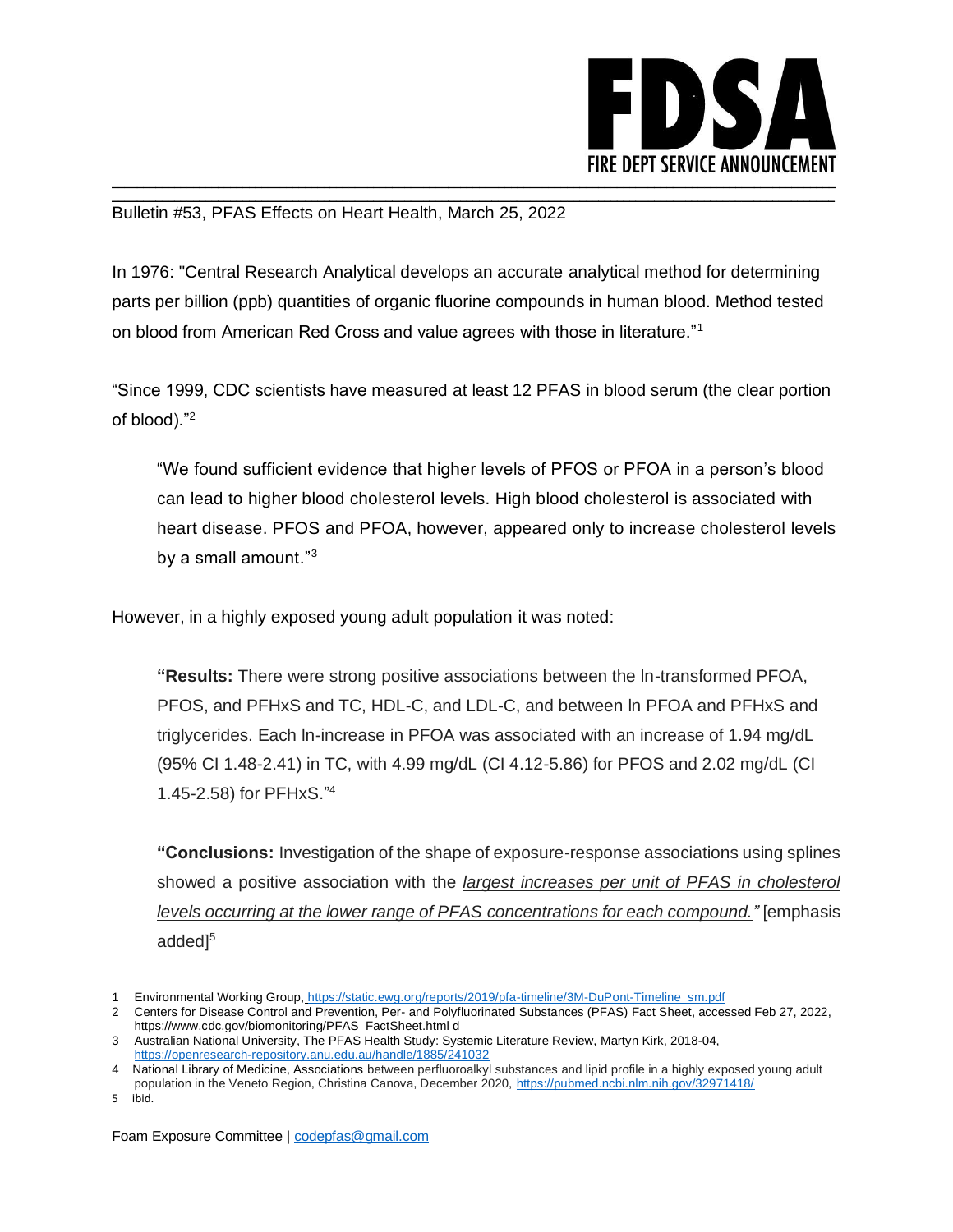# FDSA

FIRE DEPT SERVICE ANNOUNCEMENT

Bulletin #53, PFAS Effects on Heart Health, March 25, 2022

In 1976: "Central Research Analytical develops an accurate analytical method for determining parts per billion (ppb) quantities of organic fluorine compounds in human blood. Method tested on blood from American Red Cross and value agrees with those in literature."[1]

"Since 1999, CDC scientists have measured at least 12 PFAS in blood serum (the clear portion of blood)."[2]

> "We found sufficient evidence that higher levels of PFOS or PFOA in a person's blood can lead to higher blood cholesterol levels. High blood cholesterol is associated with heart disease. PFOS and PFOA, however, appeared only to increase cholesterol levels by a small amount."[3]

However, in a highly exposed young adult population it was noted:

> "**Results:** There were strong positive associations between the ln-transformed PFOA, PFOS, and PFHxS and TC, HDL-C, and LDL-C, and between ln PFOA and PFHxS and triglycerides. Each ln-increase in PFOA was associated with an increase of 1.94 mg/dL (95% CI 1.48-2.41) in TC, with 4.99 mg/dL (CI 4.12-5.86) for PFOS and 2.02 mg/dL (CI 1.45-2.58) for PFHxS."[4]

> "**Conclusions:** Investigation of the shape of exposure-response associations using splines showed a positive association with the *largest increases per unit of PFAS in cholesterol levels occurring at the lower range of PFAS concentrations for each compound."* [emphasis added][5]

1 Environmental Working Group, https://static.ewg.org/reports/2019/pfa-timeline/3M-DuPont-Timeline_sm.pdf

2 Centers for Disease Control and Prevention, Per- and Polyfluorinated Substances (PFAS) Fact Sheet, accessed Feb 27, 2022, https://www.cdc.gov/biomonitoring/PFAS_FactSheet.html d

3 Australian National University, The PFAS Health Study: Systemic Literature Review, Martyn Kirk, 2018-04, https://openresearch-repository.anu.edu.au/handle/1885/241032

4 National Library of Medicine, Associations between perfluoroalkyl substances and lipid profile in a highly exposed young adult population in the Veneto Region, Christina Canova, December 2020, https://pubmed.ncbi.nlm.nih.gov/32971418/

5 ibid.

Foam Exposure Committee | codepfas@gmail.com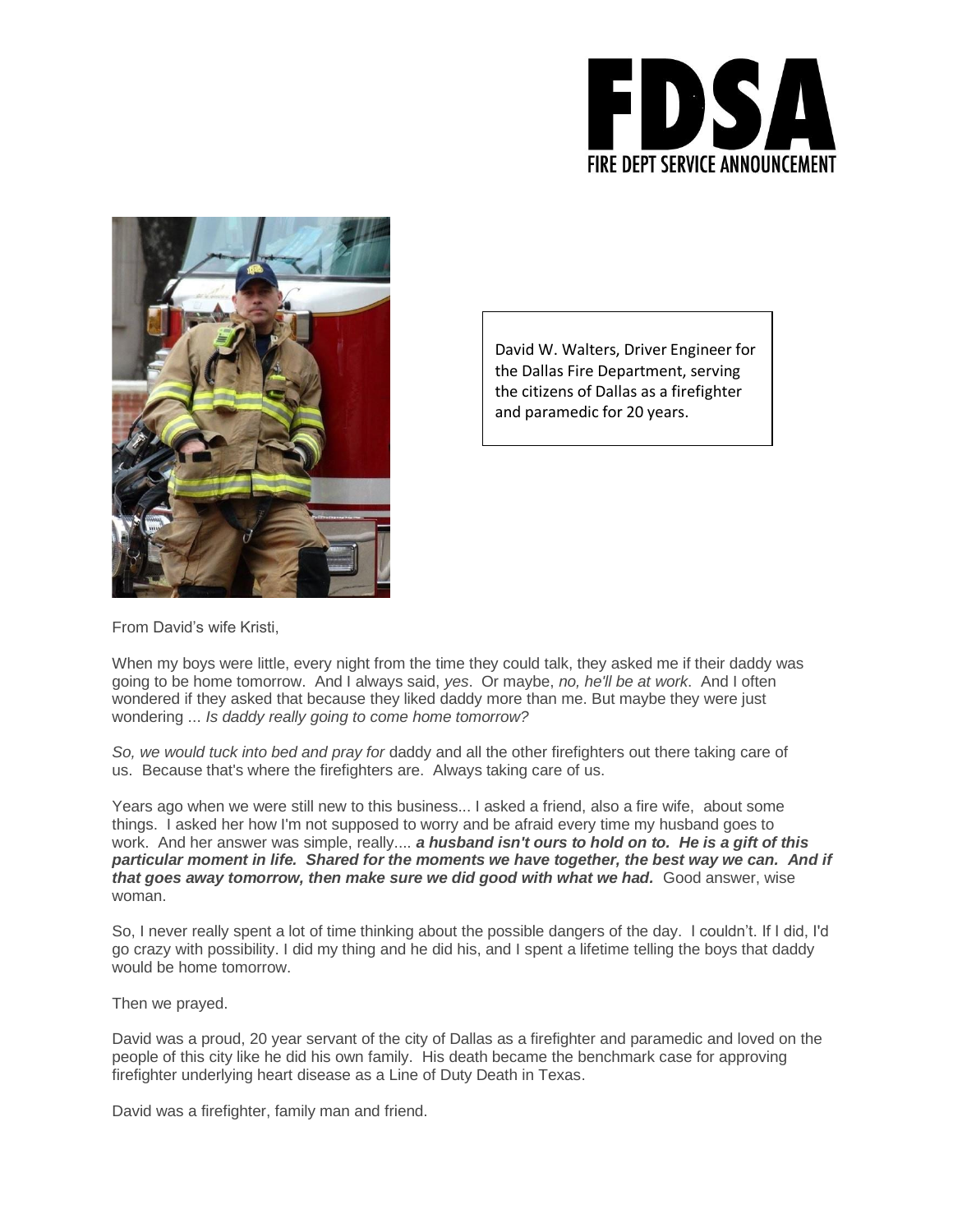# FDSA

FIRE DEPT SERVICE ANNOUNCEMENT

David W. Walters, Driver Engineer for the Dallas Fire Department, serving the citizens of Dallas as a firefighter and paramedic for 20 years.

From David's wife Kristi,

When my boys were little, every night from the time they could talk, they asked me if their daddy was going to be home tomorrow. And I always said, *yes*. Or maybe, *no, he'll be at work*. And I often wondered if they asked that because they liked daddy more than me. But maybe they were just wondering ... *Is daddy really going to come home tomorrow?*

*So, we would tuck into bed and pray for* daddy and all the other firefighters out there taking care of us. Because that's where the firefighters are. Always taking care of us.

Years ago when we were still new to this business... I asked a friend, also a fire wife, about some things. I asked her how I'm not supposed to worry and be afraid every time my husband goes to work. And her answer was simple, really.... ***a husband isn't ours to hold on to. He is a gift of this particular moment in life. Shared for the moments we have together, the best way we can. And if that goes away tomorrow, then make sure we did good with what we had.*** Good answer, wise woman.

So, I never really spent a lot of time thinking about the possible dangers of the day. I couldn't. If I did, I'd go crazy with possibility. I did my thing and he did his, and I spent a lifetime telling the boys that daddy would be home tomorrow.

Then we prayed.

David was a proud, 20 year servant of the city of Dallas as a firefighter and paramedic and loved on the people of this city like he did his own family. His death became the benchmark case for approving firefighter underlying heart disease as a Line of Duty Death in Texas.

David was a firefighter, family man and friend.